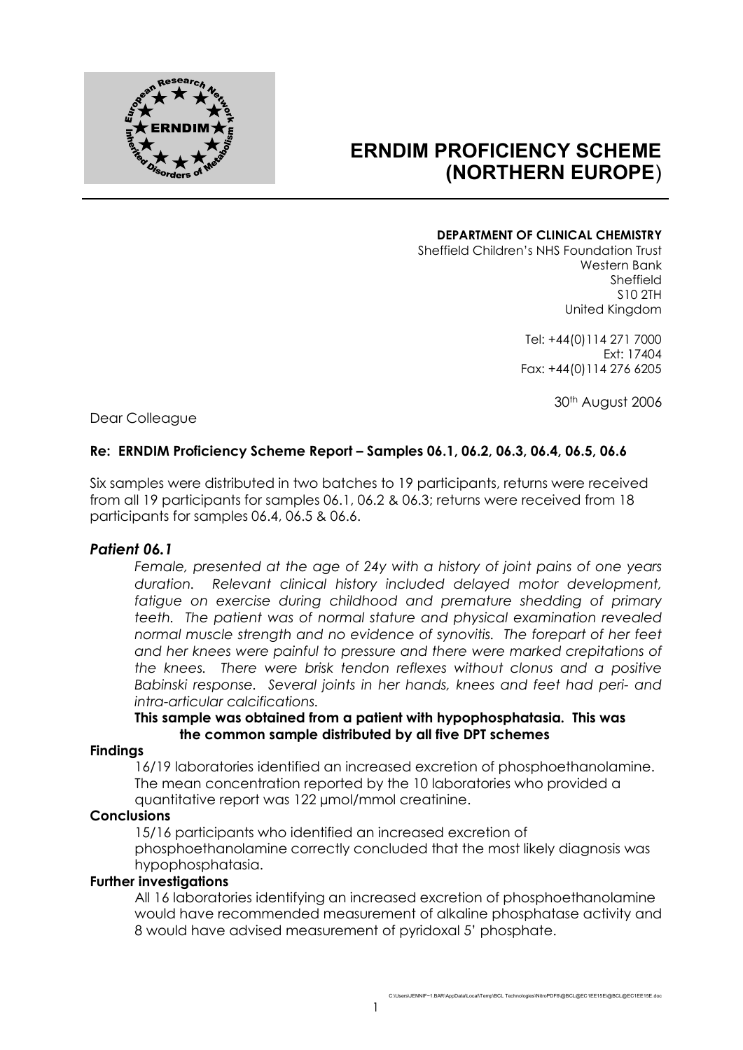# ERNDIM PROFICIENCY SCHEME (NORTHERN EUROPE)

**DEPARTMENT OF CLINICAL CHEMISTRY**
Sheffield Children's NHS Foundation Trust
Western Bank
Sheffield
S10 2TH
United Kingdom

Tel: +44(0)114 271 7000
Ext: 17404
Fax: +44(0)114 276 6205

30th August 2006

Dear Colleague

**Re: ERNDIM Proficiency Scheme Report – Samples 06.1, 06.2, 06.3, 06.4, 06.5, 06.6**

Six samples were distributed in two batches to 19 participants, returns were received from all 19 participants for samples 06.1, 06.2 & 06.3; returns were received from 18 participants for samples 06.4, 06.5 & 06.6.

## *Patient 06.1*

*Female, presented at the age of 24y with a history of joint pains of one years duration. Relevant clinical history included delayed motor development, fatigue on exercise during childhood and premature shedding of primary teeth. The patient was of normal stature and physical examination revealed normal muscle strength and no evidence of synovitis. The forepart of her feet and her knees were painful to pressure and there were marked crepitations of the knees. There were brisk tendon reflexes without clonus and a positive Babinski response. Several joints in her hands, knees and feet had peri- and intra-articular calcifications.*

**This sample was obtained from a patient with hypophosphatasia. This was the common sample distributed by all five DPT schemes**

### Findings

16/19 laboratories identified an increased excretion of phosphoethanolamine. The mean concentration reported by the 10 laboratories who provided a quantitative report was 122 µmol/mmol creatinine.

### Conclusions

15/16 participants who identified an increased excretion of phosphoethanolamine correctly concluded that the most likely diagnosis was hypophosphatasia.

### Further investigations

All 16 laboratories identifying an increased excretion of phosphoethanolamine would have recommended measurement of alkaline phosphatase activity and 8 would have advised measurement of pyridoxal 5' phosphate.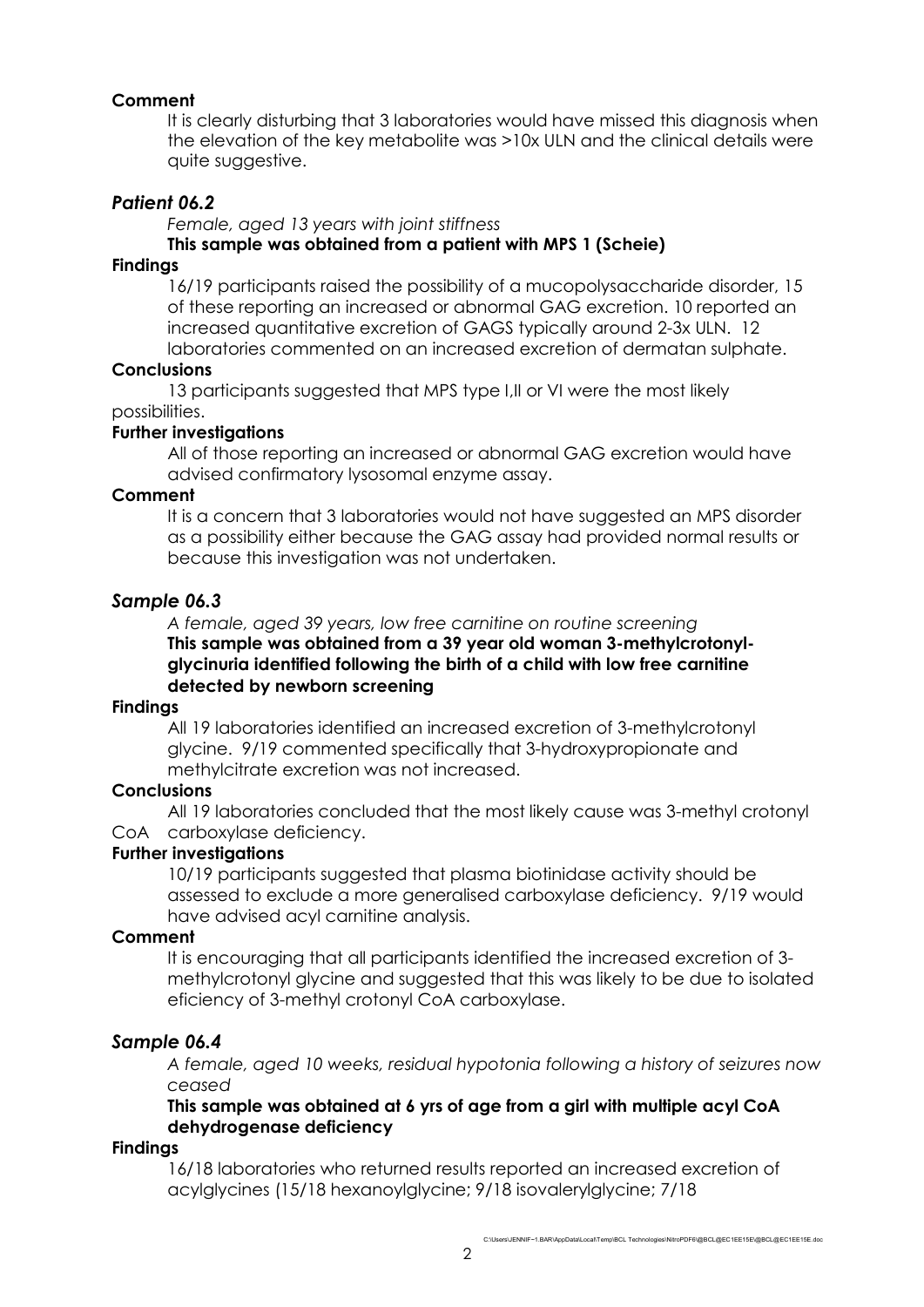**Comment**

It is clearly disturbing that 3 laboratories would have missed this diagnosis when the elevation of the key metabolite was >10x ULN and the clinical details were quite suggestive.

## *Patient 06.2*

*Female, aged 13 years with joint stiffness*

**This sample was obtained from a patient with MPS 1 (Scheie)**

**Findings**

16/19 participants raised the possibility of a mucopolysaccharide disorder, 15 of these reporting an increased or abnormal GAG excretion. 10 reported an increased quantitative excretion of GAGS typically around 2-3x ULN. 12 laboratories commented on an increased excretion of dermatan sulphate.

**Conclusions**

13 participants suggested that MPS type I,II or VI were the most likely possibilities.

**Further investigations**

All of those reporting an increased or abnormal GAG excretion would have advised confirmatory lysosomal enzyme assay.

**Comment**

It is a concern that 3 laboratories would not have suggested an MPS disorder as a possibility either because the GAG assay had provided normal results or because this investigation was not undertaken.

## *Sample 06.3*

*A female, aged 39 years, low free carnitine on routine screening*

**This sample was obtained from a 39 year old woman 3-methylcrotonyl-glycinuria identified following the birth of a child with low free carnitine detected by newborn screening**

**Findings**

All 19 laboratories identified an increased excretion of 3-methylcrotonyl glycine. 9/19 commented specifically that 3-hydroxypropionate and methylcitrate excretion was not increased.

**Conclusions**

All 19 laboratories concluded that the most likely cause was 3-methyl crotonyl CoA carboxylase deficiency.

**Further investigations**

10/19 participants suggested that plasma biotinidase activity should be assessed to exclude a more generalised carboxylase deficiency. 9/19 would have advised acyl carnitine analysis.

**Comment**

It is encouraging that all participants identified the increased excretion of 3-methylcrotonyl glycine and suggested that this was likely to be due to isolated eficiency of 3-methyl crotonyl CoA carboxylase.

## *Sample 06.4*

*A female, aged 10 weeks, residual hypotonia following a history of seizures now ceased*

**This sample was obtained at 6 yrs of age from a girl with multiple acyl CoA dehydrogenase deficiency**

**Findings**

16/18 laboratories who returned results reported an increased excretion of acylglycines (15/18 hexanoylglycine; 9/18 isovalerylglycine; 7/18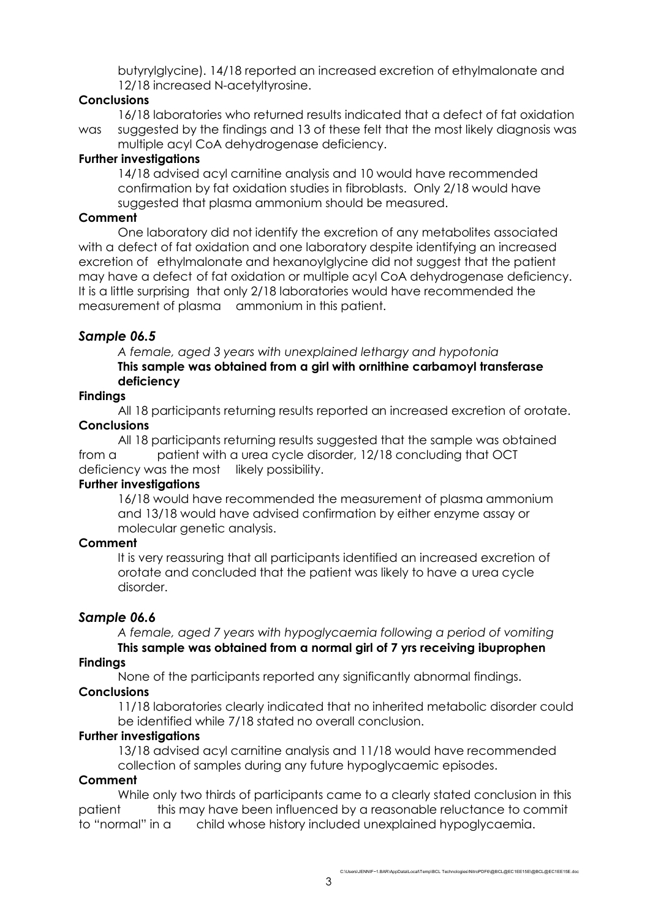butyrylglycine). 14/18 reported an increased excretion of ethylmalonate and 12/18 increased N-acetyltyrosine.

**Conclusions**

16/18 laboratories who returned results indicated that a defect of fat oxidation was suggested by the findings and 13 of these felt that the most likely diagnosis was multiple acyl CoA dehydrogenase deficiency.

**Further investigations**

14/18 advised acyl carnitine analysis and 10 would have recommended confirmation by fat oxidation studies in fibroblasts. Only 2/18 would have suggested that plasma ammonium should be measured.

**Comment**

One laboratory did not identify the excretion of any metabolites associated with a defect of fat oxidation and one laboratory despite identifying an increased excretion of ethylmalonate and hexanoylglycine did not suggest that the patient may have a defect of fat oxidation or multiple acyl CoA dehydrogenase deficiency. It is a little surprising that only 2/18 laboratories would have recommended the measurement of plasma ammonium in this patient.

## *Sample 06.5*

*A female, aged 3 years with unexplained lethargy and hypotonia*

**This sample was obtained from a girl with ornithine carbamoyl transferase deficiency**

**Findings**

All 18 participants returning results reported an increased excretion of orotate.

**Conclusions**

All 18 participants returning results suggested that the sample was obtained from a patient with a urea cycle disorder, 12/18 concluding that OCT deficiency was the most likely possibility.

**Further investigations**

16/18 would have recommended the measurement of plasma ammonium and 13/18 would have advised confirmation by either enzyme assay or molecular genetic analysis.

**Comment**

It is very reassuring that all participants identified an increased excretion of orotate and concluded that the patient was likely to have a urea cycle disorder.

## *Sample 06.6*

*A female, aged 7 years with hypoglycaemia following a period of vomiting*

**This sample was obtained from a normal girl of 7 yrs receiving ibuprophen**

**Findings**

None of the participants reported any significantly abnormal findings.

**Conclusions**

11/18 laboratories clearly indicated that no inherited metabolic disorder could be identified while 7/18 stated no overall conclusion.

**Further investigations**

13/18 advised acyl carnitine analysis and 11/18 would have recommended collection of samples during any future hypoglycaemic episodes.

**Comment**

While only two thirds of participants came to a clearly stated conclusion in this patient this may have been influenced by a reasonable reluctance to commit to "normal" in a child whose history included unexplained hypoglycaemia.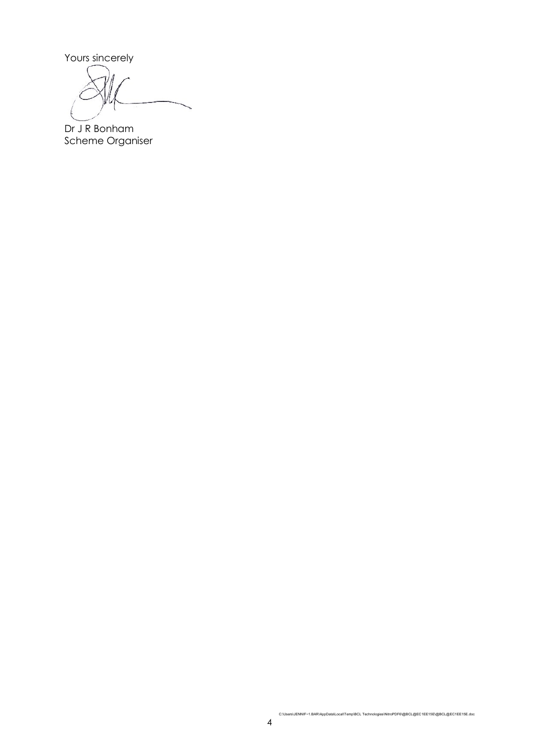Yours sincerely

Dr J R Bonham
Scheme Organiser

C:\Users\JENNIF~1.BAR\AppData\Local\Temp\BCL Technologies\NitroPDF6\@BCL@EC1EE15E\@BCL@EC1EE15E.doc